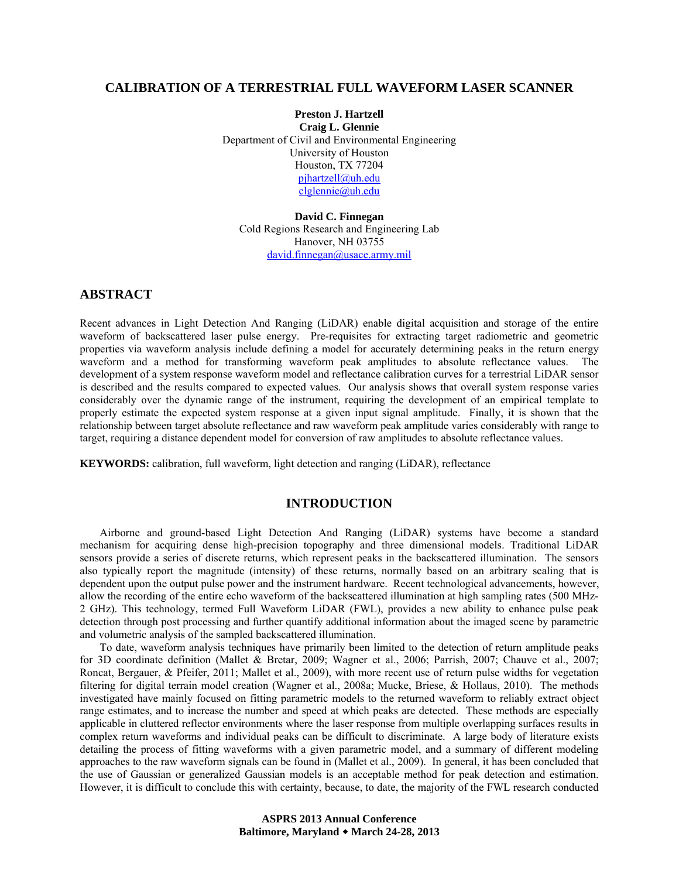# CALIBRATION OF A TERRESTRIAL FULL WAVEFORM LASER SCANNER

**Preston J. Hartzell**
**Craig L. Glennie**
Department of Civil and Environmental Engineering
University of Houston
Houston, TX 77204
pjhartzell@uh.edu
clglennie@uh.edu

**David C. Finnegan**
Cold Regions Research and Engineering Lab
Hanover, NH 03755
david.finnegan@usace.army.mil

## ABSTRACT

Recent advances in Light Detection And Ranging (LiDAR) enable digital acquisition and storage of the entire waveform of backscattered laser pulse energy. Pre-requisites for extracting target radiometric and geometric properties via waveform analysis include defining a model for accurately determining peaks in the return energy waveform and a method for transforming waveform peak amplitudes to absolute reflectance values. The development of a system response waveform model and reflectance calibration curves for a terrestrial LiDAR sensor is described and the results compared to expected values. Our analysis shows that overall system response varies considerably over the dynamic range of the instrument, requiring the development of an empirical template to properly estimate the expected system response at a given input signal amplitude. Finally, it is shown that the relationship between target absolute reflectance and raw waveform peak amplitude varies considerably with range to target, requiring a distance dependent model for conversion of raw amplitudes to absolute reflectance values.

**KEYWORDS:** calibration, full waveform, light detection and ranging (LiDAR), reflectance

## INTRODUCTION

Airborne and ground-based Light Detection And Ranging (LiDAR) systems have become a standard mechanism for acquiring dense high-precision topography and three dimensional models. Traditional LiDAR sensors provide a series of discrete returns, which represent peaks in the backscattered illumination. The sensors also typically report the magnitude (intensity) of these returns, normally based on an arbitrary scaling that is dependent upon the output pulse power and the instrument hardware. Recent technological advancements, however, allow the recording of the entire echo waveform of the backscattered illumination at high sampling rates (500 MHz-2 GHz). This technology, termed Full Waveform LiDAR (FWL), provides a new ability to enhance pulse peak detection through post processing and further quantify additional information about the imaged scene by parametric and volumetric analysis of the sampled backscattered illumination.

To date, waveform analysis techniques have primarily been limited to the detection of return amplitude peaks for 3D coordinate definition (Mallet & Bretar, 2009; Wagner et al., 2006; Parrish, 2007; Chauve et al., 2007; Roncat, Bergauer, & Pfeifer, 2011; Mallet et al., 2009), with more recent use of return pulse widths for vegetation filtering for digital terrain model creation (Wagner et al., 2008a; Mucke, Briese, & Hollaus, 2010). The methods investigated have mainly focused on fitting parametric models to the returned waveform to reliably extract object range estimates, and to increase the number and speed at which peaks are detected. These methods are especially applicable in cluttered reflector environments where the laser response from multiple overlapping surfaces results in complex return waveforms and individual peaks can be difficult to discriminate. A large body of literature exists detailing the process of fitting waveforms with a given parametric model, and a summary of different modeling approaches to the raw waveform signals can be found in (Mallet et al., 2009). In general, it has been concluded that the use of Gaussian or generalized Gaussian models is an acceptable method for peak detection and estimation. However, it is difficult to conclude this with certainty, because, to date, the majority of the FWL research conducted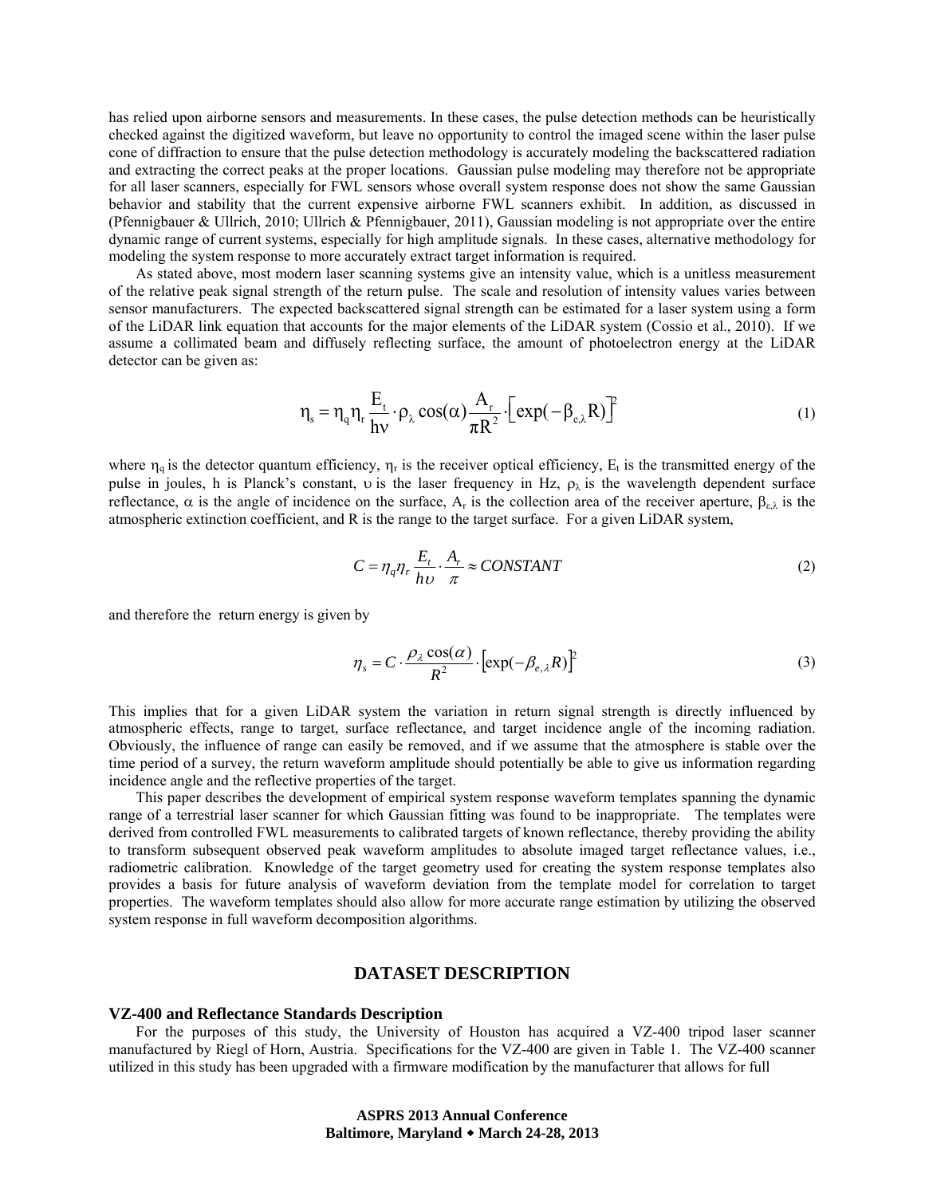has relied upon airborne sensors and measurements. In these cases, the pulse detection methods can be heuristically checked against the digitized waveform, but leave no opportunity to control the imaged scene within the laser pulse cone of diffraction to ensure that the pulse detection methodology is accurately modeling the backscattered radiation and extracting the correct peaks at the proper locations. Gaussian pulse modeling may therefore not be appropriate for all laser scanners, especially for FWL sensors whose overall system response does not show the same Gaussian behavior and stability that the current expensive airborne FWL scanners exhibit. In addition, as discussed in (Pfennigbauer & Ullrich, 2010; Ullrich & Pfennigbauer, 2011), Gaussian modeling is not appropriate over the entire dynamic range of current systems, especially for high amplitude signals. In these cases, alternative methodology for modeling the system response to more accurately extract target information is required.

As stated above, most modern laser scanning systems give an intensity value, which is a unitless measurement of the relative peak signal strength of the return pulse. The scale and resolution of intensity values varies between sensor manufacturers. The expected backscattered signal strength can be estimated for a laser system using a form of the LiDAR link equation that accounts for the major elements of the LiDAR system (Cossio et al., 2010). If we assume a collimated beam and diffusely reflecting surface, the amount of photoelectron energy at the LiDAR detector can be given as:

$$\eta_s = \eta_q \eta_r \frac{E_t}{h\nu} \cdot \rho_\lambda \cos(\alpha) \frac{A_r}{\pi R^2} \cdot \left[\exp(-\beta_{e,\lambda} R)\right]^2 \tag{1}$$

where $\eta_q$ is the detector quantum efficiency, $\eta_r$ is the receiver optical efficiency, $E_t$ is the transmitted energy of the pulse in joules, h is Planck's constant, $\upsilon$ is the laser frequency in Hz, $\rho_\lambda$ is the wavelength dependent surface reflectance, $\alpha$ is the angle of incidence on the surface, $A_r$ is the collection area of the receiver aperture, $\beta_{e,\lambda}$ is the atmospheric extinction coefficient, and R is the range to the target surface. For a given LiDAR system,

$$C = \eta_q \eta_r \frac{E_t}{h\upsilon} \cdot \frac{A_r}{\pi} \approx CONSTANT \tag{2}$$

and therefore the return energy is given by

$$\eta_s = C \cdot \frac{\rho_\lambda \cos(\alpha)}{R^2} \cdot \left[\exp(-\beta_{e,\lambda} R)\right]^2 \tag{3}$$

This implies that for a given LiDAR system the variation in return signal strength is directly influenced by atmospheric effects, range to target, surface reflectance, and target incidence angle of the incoming radiation. Obviously, the influence of range can easily be removed, and if we assume that the atmosphere is stable over the time period of a survey, the return waveform amplitude should potentially be able to give us information regarding incidence angle and the reflective properties of the target.

This paper describes the development of empirical system response waveform templates spanning the dynamic range of a terrestrial laser scanner for which Gaussian fitting was found to be inappropriate. The templates were derived from controlled FWL measurements to calibrated targets of known reflectance, thereby providing the ability to transform subsequent observed peak waveform amplitudes to absolute imaged target reflectance values, i.e., radiometric calibration. Knowledge of the target geometry used for creating the system response templates also provides a basis for future analysis of waveform deviation from the template model for correlation to target properties. The waveform templates should also allow for more accurate range estimation by utilizing the observed system response in full waveform decomposition algorithms.

## DATASET DESCRIPTION

### VZ-400 and Reflectance Standards Description

For the purposes of this study, the University of Houston has acquired a VZ-400 tripod laser scanner manufactured by Riegl of Horn, Austria. Specifications for the VZ-400 are given in Table 1. The VZ-400 scanner utilized in this study has been upgraded with a firmware modification by the manufacturer that allows for full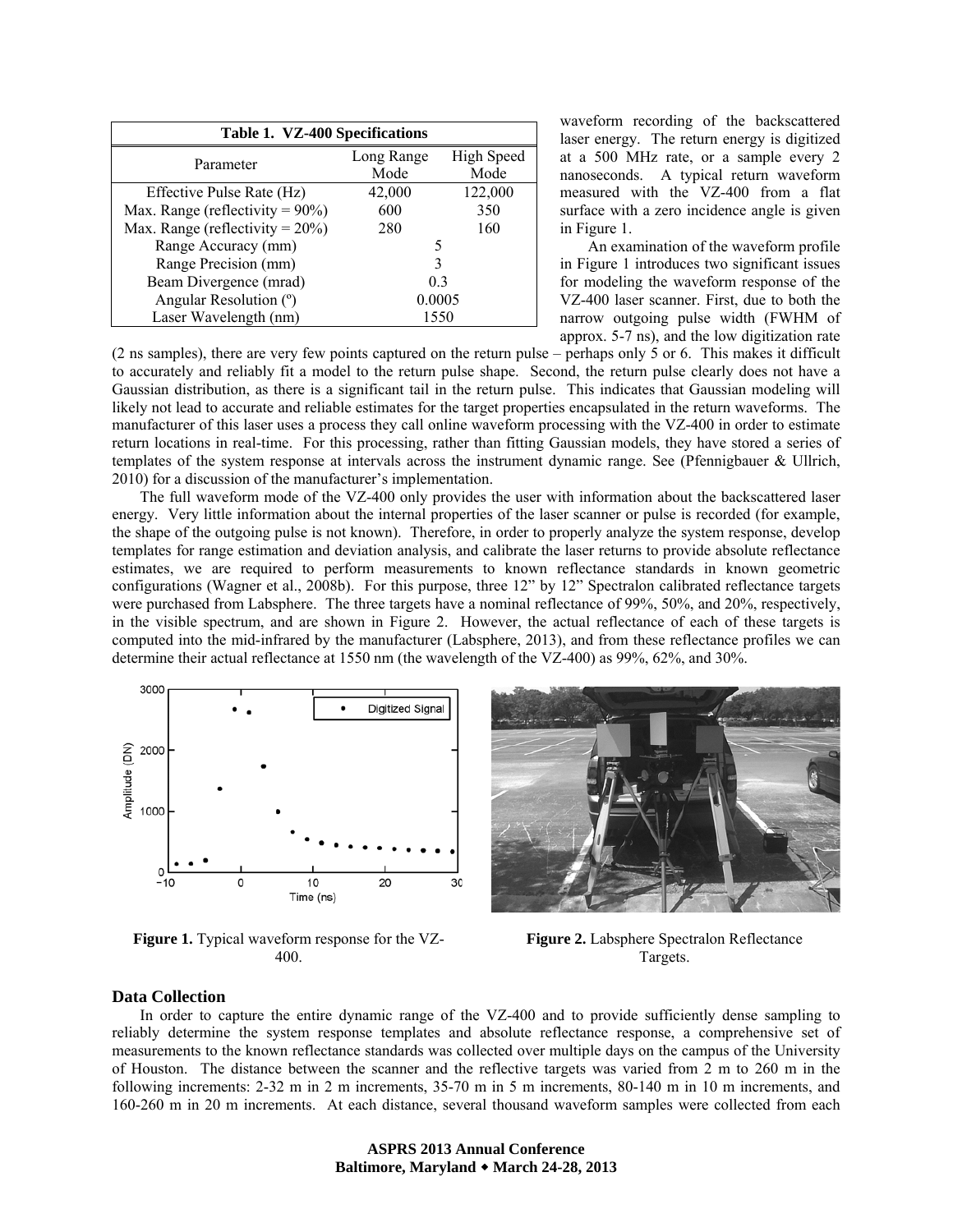| Table 1. VZ-400 Specifications | | |
|---|---|---|
| Parameter | Long Range Mode | High Speed Mode |
| Effective Pulse Rate (Hz) | 42,000 | 122,000 |
| Max. Range (reflectivity = 90%) | 600 | 350 |
| Max. Range (reflectivity = 20%) | 280 | 160 |
| Range Accuracy (mm) | 5 | |
| Range Precision (mm) | 3 | |
| Beam Divergence (mrad) | 0.3 | |
| Angular Resolution (º) | 0.0005 | |
| Laser Wavelength (nm) | 1550 | |

waveform recording of the backscattered laser energy. The return energy is digitized at a 500 MHz rate, or a sample every 2 nanoseconds. A typical return waveform measured with the VZ-400 from a flat surface with a zero incidence angle is given in Figure 1.

An examination of the waveform profile in Figure 1 introduces two significant issues for modeling the waveform response of the VZ-400 laser scanner. First, due to both the narrow outgoing pulse width (FWHM of approx. 5-7 ns), and the low digitization rate (2 ns samples), there are very few points captured on the return pulse – perhaps only 5 or 6. This makes it difficult to accurately and reliably fit a model to the return pulse shape. Second, the return pulse clearly does not have a Gaussian distribution, as there is a significant tail in the return pulse. This indicates that Gaussian modeling will likely not lead to accurate and reliable estimates for the target properties encapsulated in the return waveforms. The manufacturer of this laser uses a process they call online waveform processing with the VZ-400 in order to estimate return locations in real-time. For this processing, rather than fitting Gaussian models, they have stored a series of templates of the system response at intervals across the instrument dynamic range. See (Pfennigbauer & Ullrich, 2010) for a discussion of the manufacturer's implementation.

The full waveform mode of the VZ-400 only provides the user with information about the backscattered laser energy. Very little information about the internal properties of the laser scanner or pulse is recorded (for example, the shape of the outgoing pulse is not known). Therefore, in order to properly analyze the system response, develop templates for range estimation and deviation analysis, and calibrate the laser returns to provide absolute reflectance estimates, we are required to perform measurements to known reflectance standards in known geometric configurations (Wagner et al., 2008b). For this purpose, three 12" by 12" Spectralon calibrated reflectance targets were purchased from Labsphere. The three targets have a nominal reflectance of 99%, 50%, and 20%, respectively, in the visible spectrum, and are shown in Figure 2. However, the actual reflectance of each of these targets is computed into the mid-infrared by the manufacturer (Labsphere, 2013), and from these reflectance profiles we can determine their actual reflectance at 1550 nm (the wavelength of the VZ-400) as 99%, 62%, and 30%.

**Figure 1.** Typical waveform response for the VZ-400.

**Figure 2.** Labsphere Spectralon Reflectance Targets.

### Data Collection

In order to capture the entire dynamic range of the VZ-400 and to provide sufficiently dense sampling to reliably determine the system response templates and absolute reflectance response, a comprehensive set of measurements to the known reflectance standards was collected over multiple days on the campus of the University of Houston. The distance between the scanner and the reflective targets was varied from 2 m to 260 m in the following increments: 2-32 m in 2 m increments, 35-70 m in 5 m increments, 80-140 m in 10 m increments, and 160-260 m in 20 m increments. At each distance, several thousand waveform samples were collected from each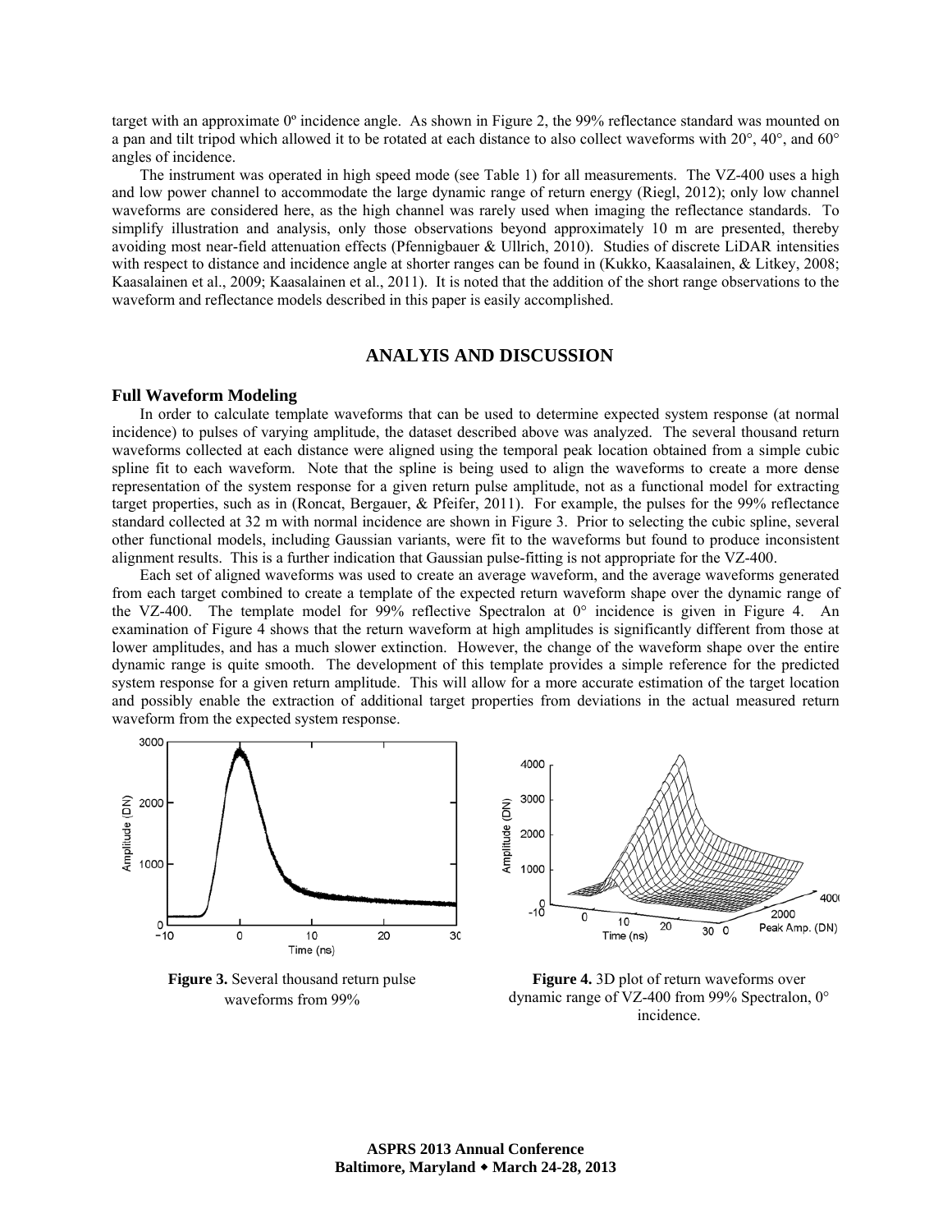target with an approximate 0º incidence angle. As shown in Figure 2, the 99% reflectance standard was mounted on a pan and tilt tripod which allowed it to be rotated at each distance to also collect waveforms with 20°, 40°, and 60° angles of incidence.

The instrument was operated in high speed mode (see Table 1) for all measurements. The VZ-400 uses a high and low power channel to accommodate the large dynamic range of return energy (Riegl, 2012); only low channel waveforms are considered here, as the high channel was rarely used when imaging the reflectance standards. To simplify illustration and analysis, only those observations beyond approximately 10 m are presented, thereby avoiding most near-field attenuation effects (Pfennigbauer & Ullrich, 2010). Studies of discrete LiDAR intensities with respect to distance and incidence angle at shorter ranges can be found in (Kukko, Kaasalainen, & Litkey, 2008; Kaasalainen et al., 2009; Kaasalainen et al., 2011). It is noted that the addition of the short range observations to the waveform and reflectance models described in this paper is easily accomplished.

## ANALYIS AND DISCUSSION

### Full Waveform Modeling

In order to calculate template waveforms that can be used to determine expected system response (at normal incidence) to pulses of varying amplitude, the dataset described above was analyzed. The several thousand return waveforms collected at each distance were aligned using the temporal peak location obtained from a simple cubic spline fit to each waveform. Note that the spline is being used to align the waveforms to create a more dense representation of the system response for a given return pulse amplitude, not as a functional model for extracting target properties, such as in (Roncat, Bergauer, & Pfeifer, 2011). For example, the pulses for the 99% reflectance standard collected at 32 m with normal incidence are shown in Figure 3. Prior to selecting the cubic spline, several other functional models, including Gaussian variants, were fit to the waveforms but found to produce inconsistent alignment results. This is a further indication that Gaussian pulse-fitting is not appropriate for the VZ-400.

Each set of aligned waveforms was used to create an average waveform, and the average waveforms generated from each target combined to create a template of the expected return waveform shape over the dynamic range of the VZ-400. The template model for 99% reflective Spectralon at 0° incidence is given in Figure 4. An examination of Figure 4 shows that the return waveform at high amplitudes is significantly different from those at lower amplitudes, and has a much slower extinction. However, the change of the waveform shape over the entire dynamic range is quite smooth. The development of this template provides a simple reference for the predicted system response for a given return amplitude. This will allow for a more accurate estimation of the target location and possibly enable the extraction of additional target properties from deviations in the actual measured return waveform from the expected system response.

**Figure 3.** Several thousand return pulse waveforms from 99%

**Figure 4.** 3D plot of return waveforms over dynamic range of VZ-400 from 99% Spectralon, 0° incidence.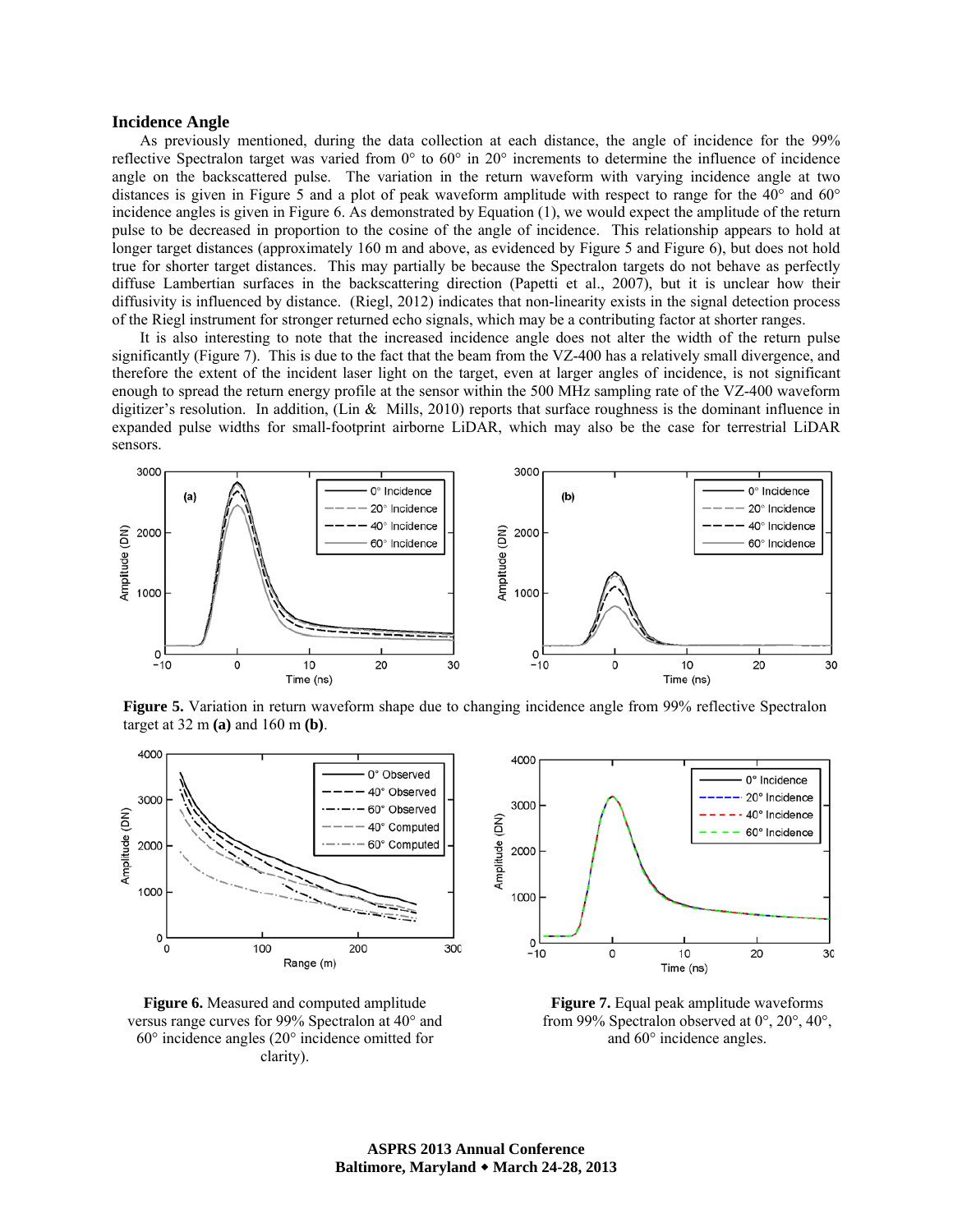### Incidence Angle

As previously mentioned, during the data collection at each distance, the angle of incidence for the 99% reflective Spectralon target was varied from 0° to 60° in 20° increments to determine the influence of incidence angle on the backscattered pulse. The variation in the return waveform with varying incidence angle at two distances is given in Figure 5 and a plot of peak waveform amplitude with respect to range for the 40° and 60° incidence angles is given in Figure 6. As demonstrated by Equation (1), we would expect the amplitude of the return pulse to be decreased in proportion to the cosine of the angle of incidence. This relationship appears to hold at longer target distances (approximately 160 m and above, as evidenced by Figure 5 and Figure 6), but does not hold true for shorter target distances. This may partially be because the Spectralon targets do not behave as perfectly diffuse Lambertian surfaces in the backscattering direction (Papetti et al., 2007), but it is unclear how their diffusivity is influenced by distance. (Riegl, 2012) indicates that non-linearity exists in the signal detection process of the Riegl instrument for stronger returned echo signals, which may be a contributing factor at shorter ranges.

It is also interesting to note that the increased incidence angle does not alter the width of the return pulse significantly (Figure 7). This is due to the fact that the beam from the VZ-400 has a relatively small divergence, and therefore the extent of the incident laser light on the target, even at larger angles of incidence, is not significant enough to spread the return energy profile at the sensor within the 500 MHz sampling rate of the VZ-400 waveform digitizer's resolution. In addition, (Lin & Mills, 2010) reports that surface roughness is the dominant influence in expanded pulse widths for small-footprint airborne LiDAR, which may also be the case for terrestrial LiDAR sensors.

**Figure 5.** Variation in return waveform shape due to changing incidence angle from 99% reflective Spectralon target at 32 m **(a)** and 160 m **(b)**.

**Figure 6.** Measured and computed amplitude versus range curves for 99% Spectralon at 40° and 60° incidence angles (20° incidence omitted for clarity).

**Figure 7.** Equal peak amplitude waveforms from 99% Spectralon observed at 0°, 20°, 40°, and 60° incidence angles.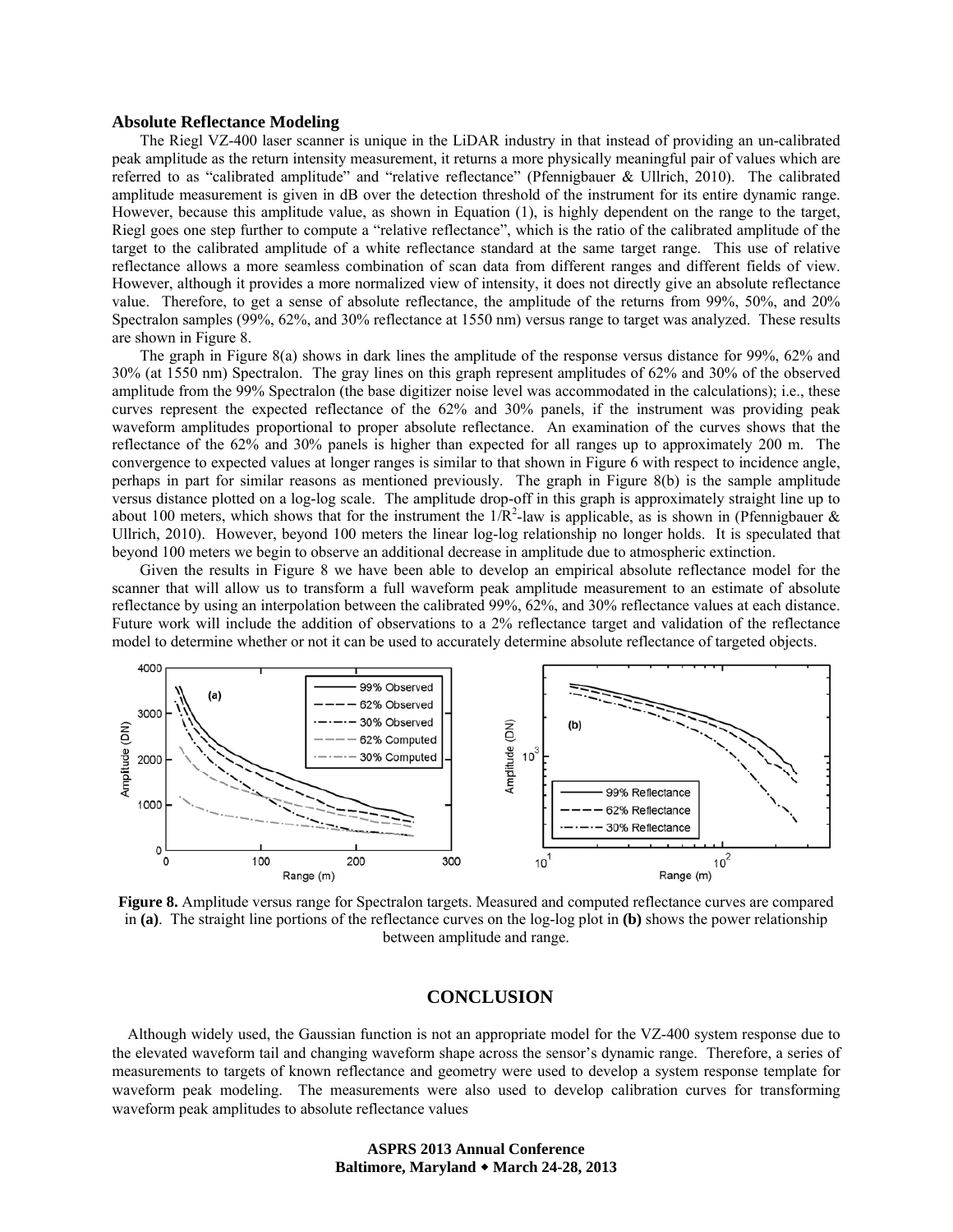**Absolute Reflectance Modeling**

The Riegl VZ-400 laser scanner is unique in the LiDAR industry in that instead of providing an un-calibrated peak amplitude as the return intensity measurement, it returns a more physically meaningful pair of values which are referred to as "calibrated amplitude" and "relative reflectance" (Pfennigbauer & Ullrich, 2010). The calibrated amplitude measurement is given in dB over the detection threshold of the instrument for its entire dynamic range. However, because this amplitude value, as shown in Equation (1), is highly dependent on the range to the target, Riegl goes one step further to compute a "relative reflectance", which is the ratio of the calibrated amplitude of the target to the calibrated amplitude of a white reflectance standard at the same target range. This use of relative reflectance allows a more seamless combination of scan data from different ranges and different fields of view. However, although it provides a more normalized view of intensity, it does not directly give an absolute reflectance value. Therefore, to get a sense of absolute reflectance, the amplitude of the returns from 99%, 50%, and 20% Spectralon samples (99%, 62%, and 30% reflectance at 1550 nm) versus range to target was analyzed. These results are shown in Figure 8.

The graph in Figure 8(a) shows in dark lines the amplitude of the response versus distance for 99%, 62% and 30% (at 1550 nm) Spectralon. The gray lines on this graph represent amplitudes of 62% and 30% of the observed amplitude from the 99% Spectralon (the base digitizer noise level was accommodated in the calculations); i.e., these curves represent the expected reflectance of the 62% and 30% panels, if the instrument was providing peak waveform amplitudes proportional to proper absolute reflectance. An examination of the curves shows that the reflectance of the 62% and 30% panels is higher than expected for all ranges up to approximately 200 m. The convergence to expected values at longer ranges is similar to that shown in Figure 6 with respect to incidence angle, perhaps in part for similar reasons as mentioned previously. The graph in Figure 8(b) is the sample amplitude versus distance plotted on a log-log scale. The amplitude drop-off in this graph is approximately straight line up to about 100 meters, which shows that for the instrument the $1/R^2$-law is applicable, as is shown in (Pfennigbauer & Ullrich, 2010). However, beyond 100 meters the linear log-log relationship no longer holds. It is speculated that beyond 100 meters we begin to observe an additional decrease in amplitude due to atmospheric extinction.

Given the results in Figure 8 we have been able to develop an empirical absolute reflectance model for the scanner that will allow us to transform a full waveform peak amplitude measurement to an estimate of absolute reflectance by using an interpolation between the calibrated 99%, 62%, and 30% reflectance values at each distance. Future work will include the addition of observations to a 2% reflectance target and validation of the reflectance model to determine whether or not it can be used to accurately determine absolute reflectance of targeted objects.

**Figure 8.** Amplitude versus range for Spectralon targets. Measured and computed reflectance curves are compared in **(a)**. The straight line portions of the reflectance curves on the log-log plot in **(b)** shows the power relationship between amplitude and range.

## CONCLUSION

Although widely used, the Gaussian function is not an appropriate model for the VZ-400 system response due to the elevated waveform tail and changing waveform shape across the sensor's dynamic range. Therefore, a series of measurements to targets of known reflectance and geometry were used to develop a system response template for waveform peak modeling. The measurements were also used to develop calibration curves for transforming waveform peak amplitudes to absolute reflectance values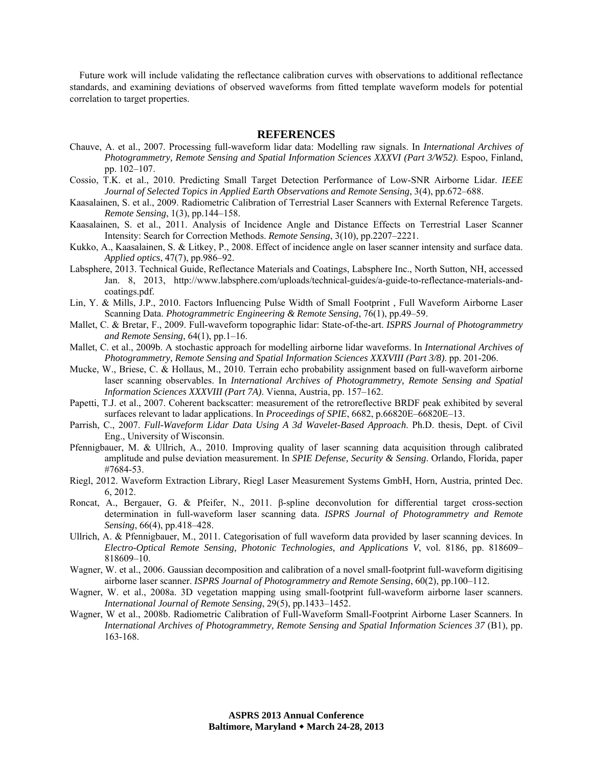Future work will include validating the reflectance calibration curves with observations to additional reflectance standards, and examining deviations of observed waveforms from fitted template waveform models for potential correlation to target properties.

## REFERENCES

Chauve, A. et al., 2007. Processing full-waveform lidar data: Modelling raw signals. In *International Archives of Photogrammetry, Remote Sensing and Spatial Information Sciences XXXVI (Part 3/W52)*. Espoo, Finland, pp. 102–107.

Cossio, T.K. et al., 2010. Predicting Small Target Detection Performance of Low-SNR Airborne Lidar. *IEEE Journal of Selected Topics in Applied Earth Observations and Remote Sensing*, 3(4), pp.672–688.

Kaasalainen, S. et al., 2009. Radiometric Calibration of Terrestrial Laser Scanners with External Reference Targets. *Remote Sensing*, 1(3), pp.144–158.

Kaasalainen, S. et al., 2011. Analysis of Incidence Angle and Distance Effects on Terrestrial Laser Scanner Intensity: Search for Correction Methods. *Remote Sensing*, 3(10), pp.2207–2221.

Kukko, A., Kaasalainen, S. & Litkey, P., 2008. Effect of incidence angle on laser scanner intensity and surface data. *Applied optics*, 47(7), pp.986–92.

Labsphere, 2013. Technical Guide, Reflectance Materials and Coatings, Labsphere Inc., North Sutton, NH, accessed Jan. 8, 2013, http://www.labsphere.com/uploads/technical-guides/a-guide-to-reflectance-materials-and-coatings.pdf.

Lin, Y. & Mills, J.P., 2010. Factors Influencing Pulse Width of Small Footprint , Full Waveform Airborne Laser Scanning Data. *Photogrammetric Engineering & Remote Sensing*, 76(1), pp.49–59.

Mallet, C. & Bretar, F., 2009. Full-waveform topographic lidar: State-of-the-art. *ISPRS Journal of Photogrammetry and Remote Sensing*, 64(1), pp.1–16.

Mallet, C. et al., 2009b. A stochastic approach for modelling airborne lidar waveforms. In *International Archives of Photogrammetry, Remote Sensing and Spatial Information Sciences XXXVIII (Part 3/8)*. pp. 201-206.

Mucke, W., Briese, C. & Hollaus, M., 2010. Terrain echo probability assignment based on full-waveform airborne laser scanning observables. In *International Archives of Photogrammetry, Remote Sensing and Spatial Information Sciences XXXVIII (Part 7A)*. Vienna, Austria, pp. 157–162.

Papetti, T.J. et al., 2007. Coherent backscatter: measurement of the retroreflective BRDF peak exhibited by several surfaces relevant to ladar applications. In *Proceedings of SPIE*, 6682, p.66820E–66820E–13.

Parrish, C., 2007. *Full-Waveform Lidar Data Using A 3d Wavelet-Based Approach*. Ph.D. thesis, Dept. of Civil Eng., University of Wisconsin.

Pfennigbauer, M. & Ullrich, A., 2010. Improving quality of laser scanning data acquisition through calibrated amplitude and pulse deviation measurement. In *SPIE Defense, Security & Sensing*. Orlando, Florida, paper #7684-53.

Riegl, 2012. Waveform Extraction Library, Riegl Laser Measurement Systems GmbH, Horn, Austria, printed Dec. 6, 2012.

Roncat, A., Bergauer, G. & Pfeifer, N., 2011. β-spline deconvolution for differential target cross-section determination in full-waveform laser scanning data. *ISPRS Journal of Photogrammetry and Remote Sensing*, 66(4), pp.418–428.

Ullrich, A. & Pfennigbauer, M., 2011. Categorisation of full waveform data provided by laser scanning devices. In *Electro-Optical Remote Sensing, Photonic Technologies, and Applications V*, vol. 8186, pp. 818609–818609–10.

Wagner, W. et al., 2006. Gaussian decomposition and calibration of a novel small-footprint full-waveform digitising airborne laser scanner. *ISPRS Journal of Photogrammetry and Remote Sensing*, 60(2), pp.100–112.

Wagner, W. et al., 2008a. 3D vegetation mapping using small-footprint full-waveform airborne laser scanners. *International Journal of Remote Sensing*, 29(5), pp.1433–1452.

Wagner, W et al., 2008b. Radiometric Calibration of Full-Waveform Small-Footprint Airborne Laser Scanners. In *International Archives of Photogrammetry, Remote Sensing and Spatial Information Sciences 37* (B1), pp. 163-168.